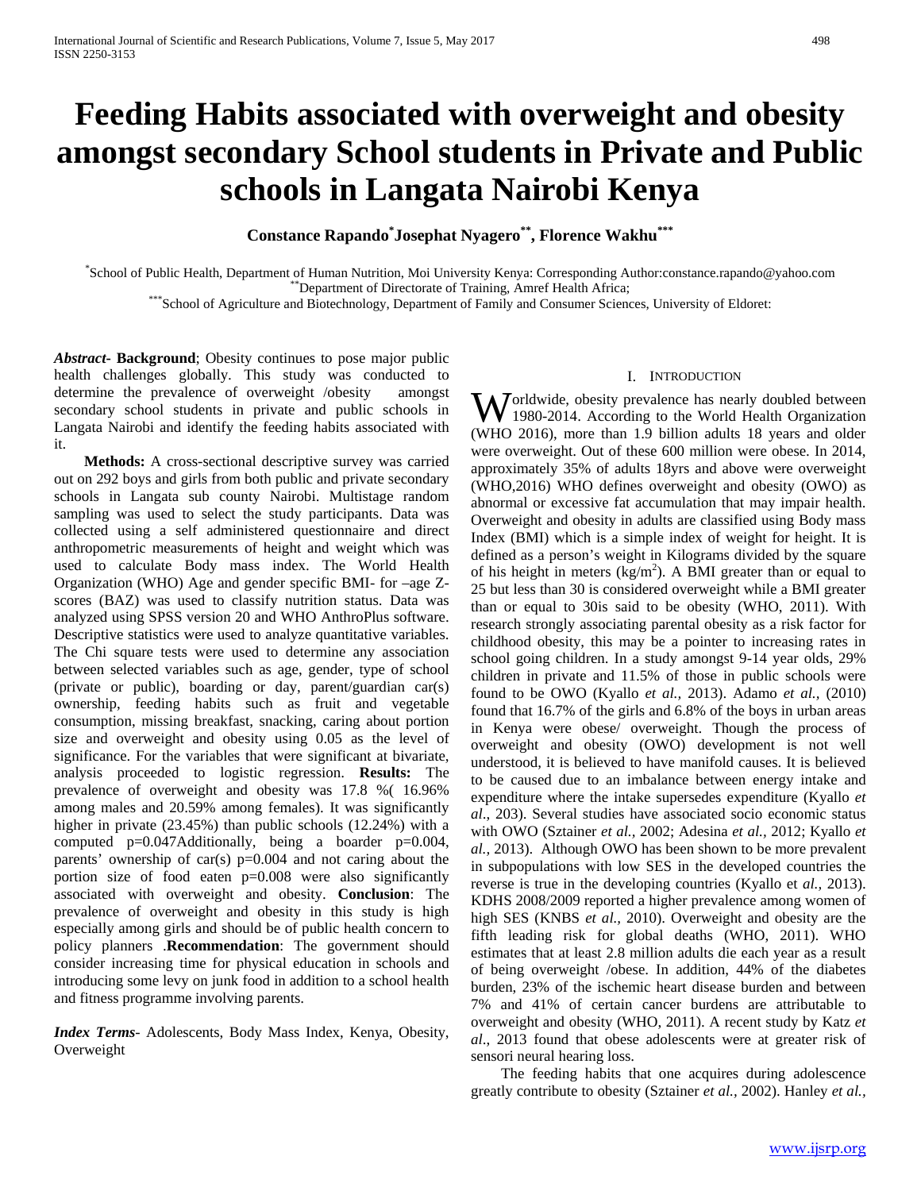# Feeding Habits associated with overweight and obesity amongst secondary School students in Private and Public schools in Langata Nairobi Kenya

**Constance Rapando[*] Josephat Nyagero[**], Florence Wakhu[***]**

[*] School of Public Health, Department of Human Nutrition, Moi University Kenya: Corresponding Author:constance.rapando@yahoo.com
[**] Department of Directorate of Training, Amref Health Africa;
[***] School of Agriculture and Biotechnology, Department of Family and Consumer Sciences, University of Eldoret:

***Abstract*- Background**; Obesity continues to pose major public health challenges globally. This study was conducted to determine the prevalence of overweight /obesity amongst secondary school students in private and public schools in Langata Nairobi and identify the feeding habits associated with it.

**Methods:** A cross-sectional descriptive survey was carried out on 292 boys and girls from both public and private secondary schools in Langata sub county Nairobi. Multistage random sampling was used to select the study participants. Data was collected using a self administered questionnaire and direct anthropometric measurements of height and weight which was used to calculate Body mass index. The World Health Organization (WHO) Age and gender specific BMI- for –age Z-scores (BAZ) was used to classify nutrition status. Data was analyzed using SPSS version 20 and WHO AnthroPlus software. Descriptive statistics were used to analyze quantitative variables. The Chi square tests were used to determine any association between selected variables such as age, gender, type of school (private or public), boarding or day, parent/guardian car(s) ownership, feeding habits such as fruit and vegetable consumption, missing breakfast, snacking, caring about portion size and overweight and obesity using 0.05 as the level of significance. For the variables that were significant at bivariate, analysis proceeded to logistic regression. **Results:** The prevalence of overweight and obesity was 17.8 %( 16.96% among males and 20.59% among females). It was significantly higher in private (23.45%) than public schools (12.24%) with a computed p=0.047Additionally, being a boarder p=0.004, parents' ownership of car(s) p=0.004 and not caring about the portion size of food eaten p=0.008 were also significantly associated with overweight and obesity. **Conclusion**: The prevalence of overweight and obesity in this study is high especially among girls and should be of public health concern to policy planners .**Recommendation**: The government should consider increasing time for physical education in schools and introducing some levy on junk food in addition to a school health and fitness programme involving parents.

***Index Terms*-** Adolescents, Body Mass Index, Kenya, Obesity, Overweight

## I. Introduction

Worldwide, obesity prevalence has nearly doubled between 1980-2014. According to the World Health Organization (WHO 2016), more than 1.9 billion adults 18 years and older were overweight. Out of these 600 million were obese. In 2014, approximately 35% of adults 18yrs and above were overweight (WHO,2016) WHO defines overweight and obesity (OWO) as abnormal or excessive fat accumulation that may impair health. Overweight and obesity in adults are classified using Body mass Index (BMI) which is a simple index of weight for height. It is defined as a person's weight in Kilograms divided by the square of his height in meters ($kg/m^2$). A BMI greater than or equal to 25 but less than 30 is considered overweight while a BMI greater than or equal to 30is said to be obesity (WHO, 2011). With research strongly associating parental obesity as a risk factor for childhood obesity, this may be a pointer to increasing rates in school going children. In a study amongst 9-14 year olds, 29% children in private and 11.5% of those in public schools were found to be OWO (Kyallo *et al.,* 2013). Adamo *et al.,* (2010) found that 16.7% of the girls and 6.8% of the boys in urban areas in Kenya were obese/ overweight. Though the process of overweight and obesity (OWO) development is not well understood, it is believed to have manifold causes. It is believed to be caused due to an imbalance between energy intake and expenditure where the intake supersedes expenditure (Kyallo *et al*., 203). Several studies have associated socio economic status with OWO (Sztainer *et al.,* 2002; Adesina *et al.,* 2012; Kyallo *et al.,* 2013). Although OWO has been shown to be more prevalent in subpopulations with low SES in the developed countries the reverse is true in the developing countries (Kyallo et *al.,* 2013). KDHS 2008/2009 reported a higher prevalence among women of high SES (KNBS *et al.,* 2010). Overweight and obesity are the fifth leading risk for global deaths (WHO, 2011). WHO estimates that at least 2.8 million adults die each year as a result of being overweight /obese. In addition, 44% of the diabetes burden, 23% of the ischemic heart disease burden and between 7% and 41% of certain cancer burdens are attributable to overweight and obesity (WHO, 2011). A recent study by Katz *et al*., 2013 found that obese adolescents were at greater risk of sensori neural hearing loss.

The feeding habits that one acquires during adolescence greatly contribute to obesity (Sztainer *et al.,* 2002). Hanley *et al.,*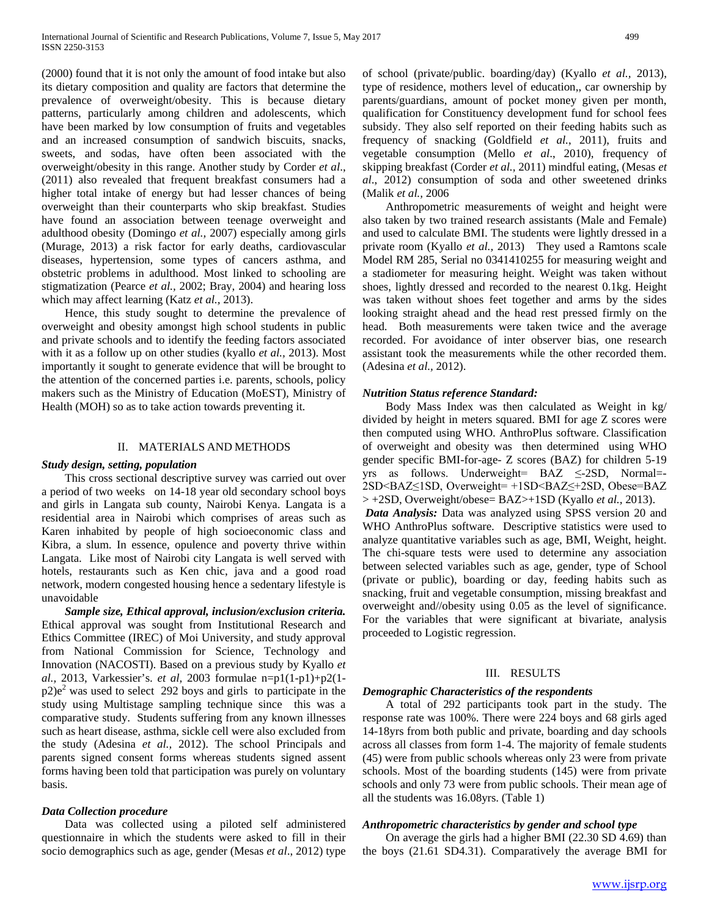(2000) found that it is not only the amount of food intake but also its dietary composition and quality are factors that determine the prevalence of overweight/obesity. This is because dietary patterns, particularly among children and adolescents, which have been marked by low consumption of fruits and vegetables and an increased consumption of sandwich biscuits, snacks, sweets, and sodas, have often been associated with the overweight/obesity in this range. Another study by Corder *et al*., (2011) also revealed that frequent breakfast consumers had a higher total intake of energy but had lesser chances of being overweight than their counterparts who skip breakfast. Studies have found an association between teenage overweight and adulthood obesity (Domingo *et al.,* 2007) especially among girls (Murage, 2013) a risk factor for early deaths, cardiovascular diseases, hypertension, some types of cancers asthma, and obstetric problems in adulthood. Most linked to schooling are stigmatization (Pearce *et al.*, 2002; Bray, 2004) and hearing loss which may affect learning (Katz *et al.,* 2013).

Hence, this study sought to determine the prevalence of overweight and obesity amongst high school students in public and private schools and to identify the feeding factors associated with it as a follow up on other studies (kyallo *et al.,* 2013). Most importantly it sought to generate evidence that will be brought to the attention of the concerned parties i.e. parents, schools, policy makers such as the Ministry of Education (MoEST), Ministry of Health (MOH) so as to take action towards preventing it.

## II. MATERIALS AND METHODS

### *Study design, setting, population*

This cross sectional descriptive survey was carried out over a period of two weeks on 14-18 year old secondary school boys and girls in Langata sub county, Nairobi Kenya. Langata is a residential area in Nairobi which comprises of areas such as Karen inhabited by people of high socioeconomic class and Kibra, a slum. In essence, opulence and poverty thrive within Langata. Like most of Nairobi city Langata is well served with hotels, restaurants such as Ken chic, java and a good road network, modern congested housing hence a sedentary lifestyle is unavoidable

***Sample size, Ethical approval, inclusion/exclusion criteria.*** Ethical approval was sought from Institutional Research and Ethics Committee (IREC) of Moi University, and study approval from National Commission for Science, Technology and Innovation (NACOSTI). Based on a previous study by Kyallo *et al.,* 2013, Varkessier's. *et al,* 2003 formulae $n=p1(1-p1)+p2(1-p2)e^2$ was used to select 292 boys and girls to participate in the study using Multistage sampling technique since this was a comparative study. Students suffering from any known illnesses such as heart disease, asthma, sickle cell were also excluded from the study (Adesina *et al.,* 2012). The school Principals and parents signed consent forms whereas students signed assent forms having been told that participation was purely on voluntary basis.

### *Data Collection procedure*

Data was collected using a piloted self administered questionnaire in which the students were asked to fill in their socio demographics such as age, gender (Mesas *et al*., 2012) type of school (private/public. boarding/day) (Kyallo *et al.,* 2013), type of residence, mothers level of education,, car ownership by parents/guardians, amount of pocket money given per month, qualification for Constituency development fund for school fees subsidy. They also self reported on their feeding habits such as frequency of snacking (Goldfield *et al.*, 2011), fruits and vegetable consumption (Mello *et al*., 2010), frequency of skipping breakfast (Corder *et al.,* 2011) mindful eating, (Mesas *et al*., 2012) consumption of soda and other sweetened drinks (Malik *et al.,* 2006

Anthropometric measurements of weight and height were also taken by two trained research assistants (Male and Female) and used to calculate BMI. The students were lightly dressed in a private room (Kyallo *et al.,* 2013) They used a Ramtons scale Model RM 285, Serial no 0341410255 for measuring weight and a stadiometer for measuring height. Weight was taken without shoes, lightly dressed and recorded to the nearest 0.1kg. Height was taken without shoes feet together and arms by the sides looking straight ahead and the head rest pressed firmly on the head. Both measurements were taken twice and the average recorded. For avoidance of inter observer bias, one research assistant took the measurements while the other recorded them. (Adesina *et al.,* 2012).

### *Nutrition Status reference Standard:*

Body Mass Index was then calculated as Weight in kg/ divided by height in meters squared. BMI for age Z scores were then computed using WHO. AnthroPlus software. Classification of overweight and obesity was then determined using WHO gender specific BMI-for-age- Z scores (BAZ) for children 5-19 yrs as follows. Underweight= BAZ $\leq$-2SD, Normal=-2SD<BAZ$\leq$1SD, Overweight= +1SD<BAZ$\leq$+2SD, Obese=BAZ > +2SD, Overweight/obese= BAZ>+1SD (Kyallo *et al.,* 2013).

***Data Analysis:*** Data was analyzed using SPSS version 20 and WHO AnthroPlus software. Descriptive statistics were used to analyze quantitative variables such as age, BMI, Weight, height. The chi-square tests were used to determine any association between selected variables such as age, gender, type of School (private or public), boarding or day, feeding habits such as snacking, fruit and vegetable consumption, missing breakfast and overweight and//obesity using 0.05 as the level of significance. For the variables that were significant at bivariate, analysis proceeded to Logistic regression.

## III. RESULTS

### *Demographic Characteristics of the respondents*

A total of 292 participants took part in the study. The response rate was 100%. There were 224 boys and 68 girls aged 14-18yrs from both public and private, boarding and day schools across all classes from form 1-4. The majority of female students (45) were from public schools whereas only 23 were from private schools. Most of the boarding students (145) were from private schools and only 73 were from public schools. Their mean age of all the students was 16.08yrs. (Table 1)

### *Anthropometric characteristics by gender and school type*

On average the girls had a higher BMI (22.30 SD 4.69) than the boys (21.61 SD4.31). Comparatively the average BMI for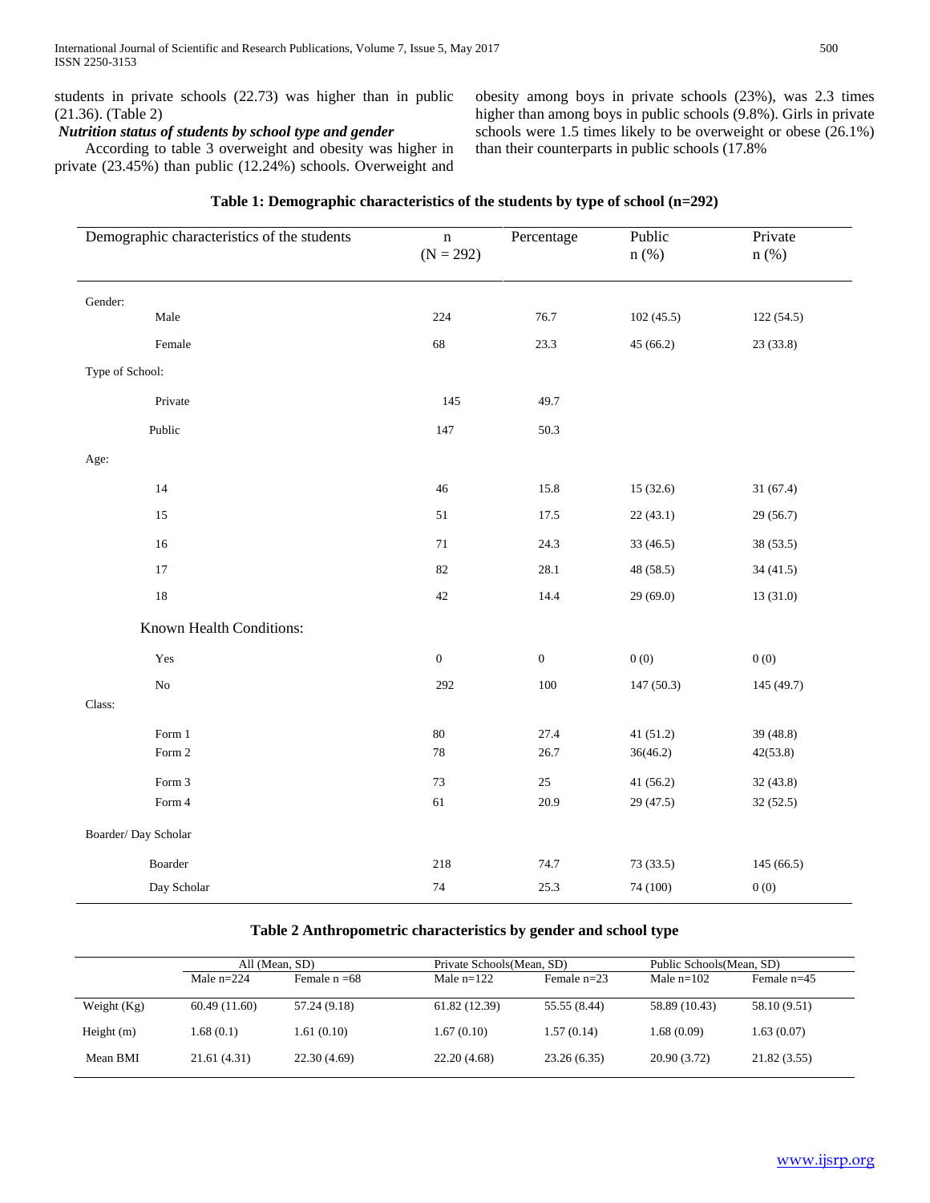students in private schools (22.73) was higher than in public (21.36). (Table 2)

***Nutrition status of students by school type and gender***

According to table 3 overweight and obesity was higher in private (23.45%) than public (12.24%) schools. Overweight and obesity among boys in private schools (23%), was 2.3 times higher than among boys in public schools (9.8%). Girls in private schools were 1.5 times likely to be overweight or obese (26.1%) than their counterparts in public schools (17.8%

**Table 1: Demographic characteristics of the students by type of school (n=292)**

| Demographic characteristics of the students | n (N = 292) | Percentage | Public n (%) | Private n (%) |
|---|---|---|---|---|
| Gender: | | | | |
| Male | 224 | 76.7 | 102 (45.5) | 122 (54.5) |
| Female | 68 | 23.3 | 45 (66.2) | 23 (33.8) |
| Type of School: | | | | |
| Private | 145 | 49.7 | | |
| Public | 147 | 50.3 | | |
| Age: | | | | |
| 14 | 46 | 15.8 | 15 (32.6) | 31 (67.4) |
| 15 | 51 | 17.5 | 22 (43.1) | 29 (56.7) |
| 16 | 71 | 24.3 | 33 (46.5) | 38 (53.5) |
| 17 | 82 | 28.1 | 48 (58.5) | 34 (41.5) |
| 18 | 42 | 14.4 | 29 (69.0) | 13 (31.0) |
| Known Health Conditions: | | | | |
| Yes | 0 | 0 | 0 (0) | 0 (0) |
| No | 292 | 100 | 147 (50.3) | 145 (49.7) |
| Class: | | | | |
| Form 1 | 80 | 27.4 | 41 (51.2) | 39 (48.8) |
| Form 2 | 78 | 26.7 | 36(46.2) | 42(53.8) |
| Form 3 | 73 | 25 | 41 (56.2) | 32 (43.8) |
| Form 4 | 61 | 20.9 | 29 (47.5) | 32 (52.5) |
| Boarder/ Day Scholar | | | | |
| Boarder | 218 | 74.7 | 73 (33.5) | 145 (66.5) |
| Day Scholar | 74 | 25.3 | 74 (100) | 0 (0) |

**Table 2 Anthropometric characteristics by gender and school type**

| | All (Mean, SD) | | Private Schools(Mean, SD) | | Public Schools(Mean, SD) | |
|---|---|---|---|---|---|---|
| | Male n=224 | Female n =68 | Male n=122 | Female n=23 | Male n=102 | Female n=45 |
| Weight (Kg) | 60.49 (11.60) | 57.24 (9.18) | 61.82 (12.39) | 55.55 (8.44) | 58.89 (10.43) | 58.10 (9.51) |
| Height (m) | 1.68 (0.1) | 1.61 (0.10) | 1.67 (0.10) | 1.57 (0.14) | 1.68 (0.09) | 1.63 (0.07) |
| Mean BMI | 21.61 (4.31) | 22.30 (4.69) | 22.20 (4.68) | 23.26 (6.35) | 20.90 (3.72) | 21.82 (3.55) |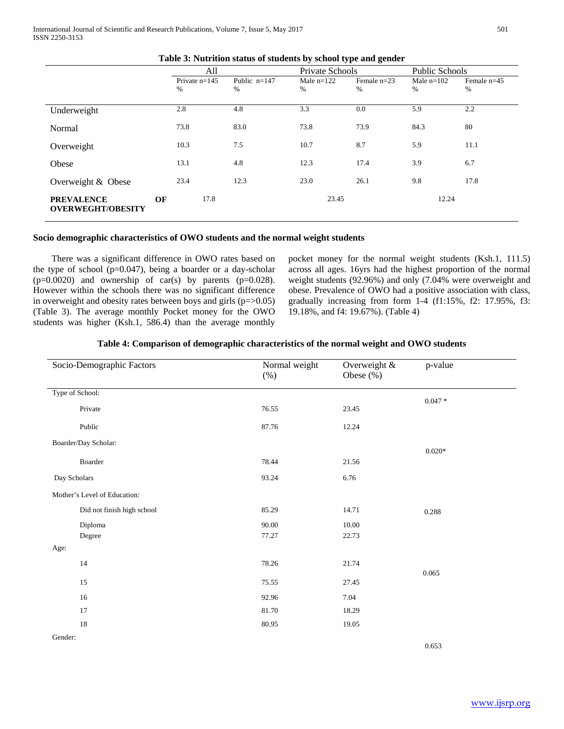**Table 3: Nutrition status of students by school type and gender**

| | All | | Private Schools | | Public Schools | |
|---|---|---|---|---|---|---|
| | Private n=145 % | Public n=147 % | Male n=122 % | Female n=23 % | Male n=102 % | Female n=45 % |
| Underweight | 2.8 | 4.8 | 3.3 | 0.0 | 5.9 | 2.2 |
| Normal | 73.8 | 83.0 | 73.8 | 73.9 | 84.3 | 80 |
| Overweight | 10.3 | 7.5 | 10.7 | 8.7 | 5.9 | 11.1 |
| Obese | 13.1 | 4.8 | 12.3 | 17.4 | 3.9 | 6.7 |
| Overweight & Obese | 23.4 | 12.3 | 23.0 | 26.1 | 9.8 | 17.8 |
| **PREVALENCE OF OVERWEGHT/OBESITY** | 17.8 | | 23.45 | | 12.24 | |

**Socio demographic characteristics of OWO students and the normal weight students**

There was a significant difference in OWO rates based on the type of school (p=0.047), being a boarder or a day-scholar (p=0.0020) and ownership of car(s) by parents (p=0.028). However within the schools there was no significant difference in overweight and obesity rates between boys and girls (p=>0.05) (Table 3). The average monthly Pocket money for the OWO students was higher (Ksh.1, 586.4) than the average monthly pocket money for the normal weight students (Ksh.1, 111.5) across all ages. 16yrs had the highest proportion of the normal weight students (92.96%) and only (7.04% were overweight and obese. Prevalence of OWO had a positive association with class, gradually increasing from form 1-4 (f1:15%, f2: 17.95%, f3: 19.18%, and f4: 19.67%). (Table 4)

**Table 4: Comparison of demographic characteristics of the normal weight and OWO students**

| Socio-Demographic Factors | Normal weight (%) | Overweight & Obese (%) | p-value |
|---|---|---|---|
| Type of School: | | | 0.047 * |
| Private | 76.55 | 23.45 | |
| Public | 87.76 | 12.24 | |
| Boarder/Day Scholar: | | | 0.020* |
| Boarder | 78.44 | 21.56 | |
| Day Scholars | 93.24 | 6.76 | |
| Mother's Level of Education: | | | |
| Did not finish high school | 85.29 | 14.71 | 0.288 |
| Diploma | 90.00 | 10.00 | |
| Degree | 77.27 | 22.73 | |
| Age: | | | |
| 14 | 78.26 | 21.74 | 0.065 |
| 15 | 75.55 | 27.45 | |
| 16 | 92.96 | 7.04 | |
| 17 | 81.70 | 18.29 | |
| 18 | 80.95 | 19.05 | |
| Gender: | | | 0.653 |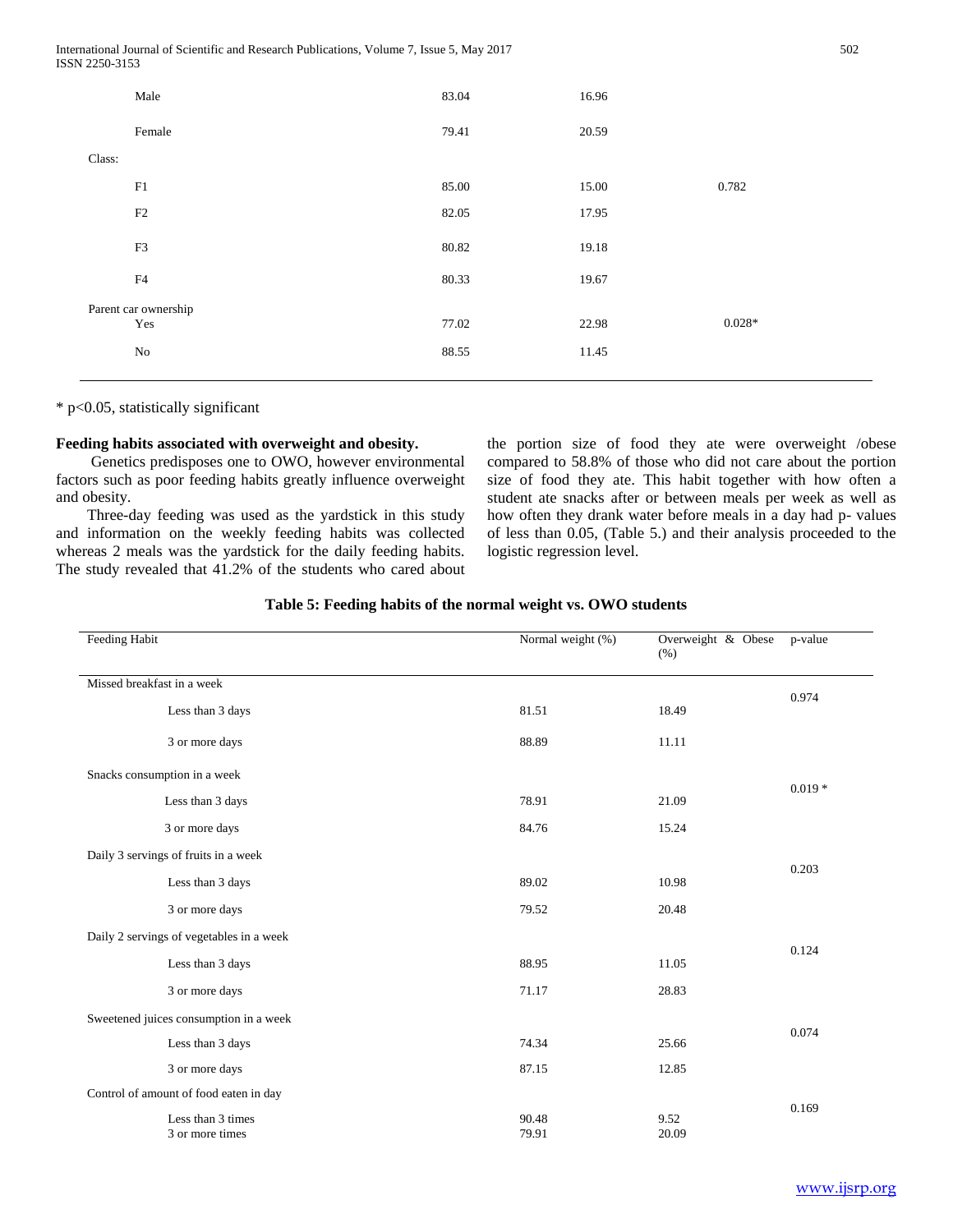| | | | |
|---|---|---|---|
| Male | 83.04 | 16.96 | |
| Female | 79.41 | 20.59 | |
| Class: | | | |
| F1 | 85.00 | 15.00 | 0.782 |
| F2 | 82.05 | 17.95 | |
| F3 | 80.82 | 19.18 | |
| F4 | 80.33 | 19.67 | |
| Parent car ownership | | | |
| Yes | 77.02 | 22.98 | 0.028* |
| No | 88.55 | 11.45 | |

* p<0.05, statistically significant

**Feeding habits associated with overweight and obesity.**

Genetics predisposes one to OWO, however environmental factors such as poor feeding habits greatly influence overweight and obesity.

Three-day feeding was used as the yardstick in this study and information on the weekly feeding habits was collected whereas 2 meals was the yardstick for the daily feeding habits. The study revealed that 41.2% of the students who cared about the portion size of food they ate were overweight /obese compared to 58.8% of those who did not care about the portion size of food they ate. This habit together with how often a student ate snacks after or between meals per week as well as how often they drank water before meals in a day had p- values of less than 0.05, (Table 5.) and their analysis proceeded to the logistic regression level.

**Table 5: Feeding habits of the normal weight vs. OWO students**

| Feeding Habit | Normal weight (%) | Overweight & Obese (%) | p-value |
|---|---|---|---|
| Missed breakfast in a week | | | 0.974 |
| Less than 3 days | 81.51 | 18.49 | |
| 3 or more days | 88.89 | 11.11 | |
| Snacks consumption in a week | | | 0.019 * |
| Less than 3 days | 78.91 | 21.09 | |
| 3 or more days | 84.76 | 15.24 | |
| Daily 3 servings of fruits in a week | | | 0.203 |
| Less than 3 days | 89.02 | 10.98 | |
| 3 or more days | 79.52 | 20.48 | |
| Daily 2 servings of vegetables in a week | | | 0.124 |
| Less than 3 days | 88.95 | 11.05 | |
| 3 or more days | 71.17 | 28.83 | |
| Sweetened juices consumption in a week | | | 0.074 |
| Less than 3 days | 74.34 | 25.66 | |
| 3 or more days | 87.15 | 12.85 | |
| Control of amount of food eaten in day | | | 0.169 |
| Less than 3 times | 90.48 | 9.52 | |
| 3 or more times | 79.91 | 20.09 | |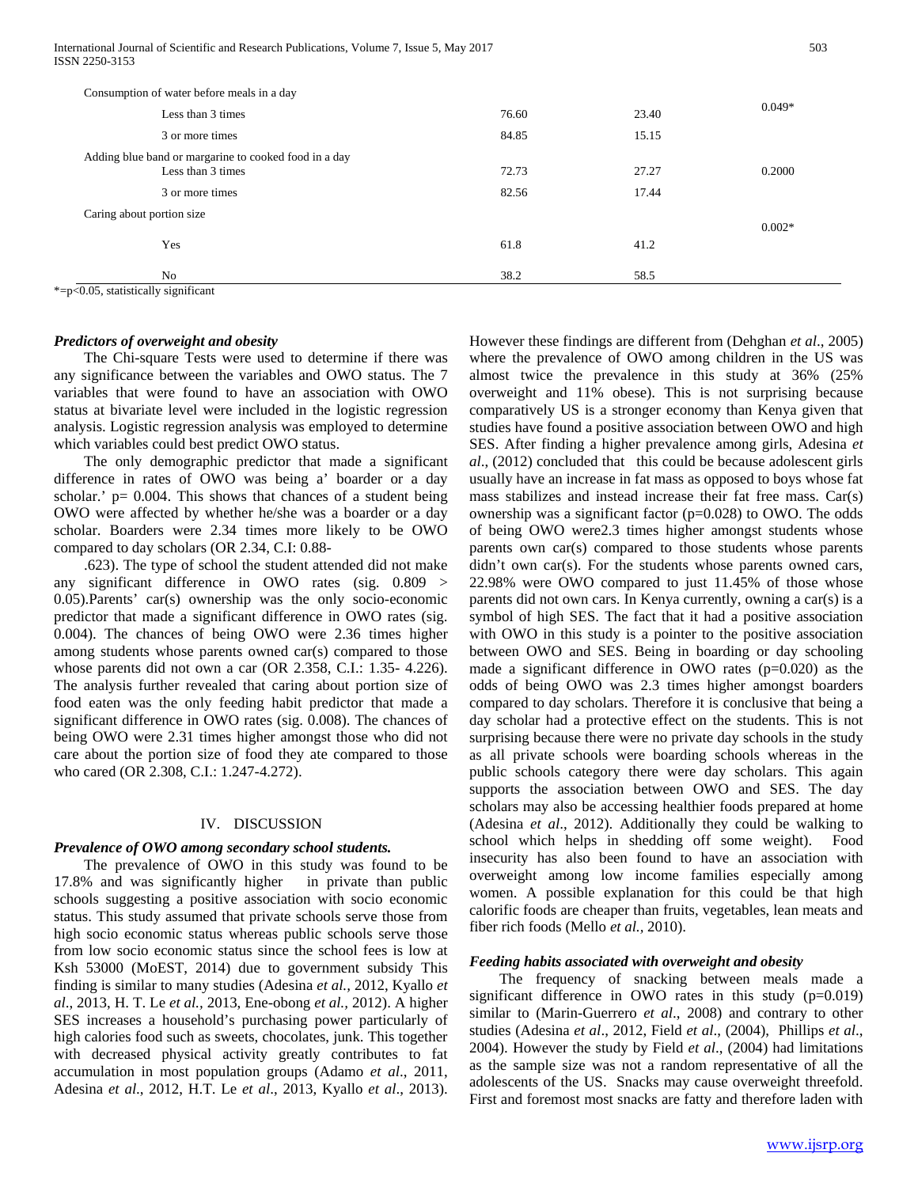| | | | |
|---|---|---|---|
| Consumption of water before meals in a day | | | |
| Less than 3 times | 76.60 | 23.40 | 0.049* |
| 3 or more times | 84.85 | 15.15 | |
| Adding blue band or margarine to cooked food in a day | | | |
| Less than 3 times | 72.73 | 27.27 | 0.2000 |
| 3 or more times | 82.56 | 17.44 | |
| Caring about portion size | | | 0.002* |
| Yes | 61.8 | 41.2 | |
| No | 38.2 | 58.5 | |

*=p<0.05, statistically significant

### *Predictors of overweight and obesity*

The Chi-square Tests were used to determine if there was any significance between the variables and OWO status. The 7 variables that were found to have an association with OWO status at bivariate level were included in the logistic regression analysis. Logistic regression analysis was employed to determine which variables could best predict OWO status.

The only demographic predictor that made a significant difference in rates of OWO was being a' boarder or a day scholar.' p= 0.004. This shows that chances of a student being OWO were affected by whether he/she was a boarder or a day scholar. Boarders were 2.34 times more likely to be OWO compared to day scholars (OR 2.34, C.I: 0.88-

.623). The type of school the student attended did not make any significant difference in OWO rates (sig. 0.809 > 0.05).Parents' car(s) ownership was the only socio-economic predictor that made a significant difference in OWO rates (sig. 0.004). The chances of being OWO were 2.36 times higher among students whose parents owned car(s) compared to those whose parents did not own a car (OR 2.358, C.I.: 1.35- 4.226). The analysis further revealed that caring about portion size of food eaten was the only feeding habit predictor that made a significant difference in OWO rates (sig. 0.008). The chances of being OWO were 2.31 times higher amongst those who did not care about the portion size of food they ate compared to those who cared (OR 2.308, C.I.: 1.247-4.272).

## IV. DISCUSSION

### *Prevalence of OWO among secondary school students.*

The prevalence of OWO in this study was found to be 17.8% and was significantly higher in private than public schools suggesting a positive association with socio economic status. This study assumed that private schools serve those from high socio economic status whereas public schools serve those from low socio economic status since the school fees is low at Ksh 53000 (MoEST, 2014) due to government subsidy This finding is similar to many studies (Adesina *et al.,* 2012, Kyallo *et al*., 2013, H. T. Le *et al.,* 2013, Ene-obong *et al.,* 2012). A higher SES increases a household's purchasing power particularly of high calories food such as sweets, chocolates, junk. This together with decreased physical activity greatly contributes to fat accumulation in most population groups (Adamo *et al*., 2011, Adesina *et al.,* 2012, H.T. Le *et al*., 2013, Kyallo *et al*., 2013). However these findings are different from (Dehghan *et al*., 2005) where the prevalence of OWO among children in the US was almost twice the prevalence in this study at 36% (25% overweight and 11% obese). This is not surprising because comparatively US is a stronger economy than Kenya given that studies have found a positive association between OWO and high SES. After finding a higher prevalence among girls, Adesina *et al*., (2012) concluded that this could be because adolescent girls usually have an increase in fat mass as opposed to boys whose fat mass stabilizes and instead increase their fat free mass. Car(s) ownership was a significant factor (p=0.028) to OWO. The odds of being OWO were2.3 times higher amongst students whose parents own car(s) compared to those students whose parents didn't own car(s). For the students whose parents owned cars, 22.98% were OWO compared to just 11.45% of those whose parents did not own cars. In Kenya currently, owning a car(s) is a symbol of high SES. The fact that it had a positive association with OWO in this study is a pointer to the positive association between OWO and SES. Being in boarding or day schooling made a significant difference in OWO rates (p=0.020) as the odds of being OWO was 2.3 times higher amongst boarders compared to day scholars. Therefore it is conclusive that being a day scholar had a protective effect on the students. This is not surprising because there were no private day schools in the study as all private schools were boarding schools whereas in the public schools category there were day scholars. This again supports the association between OWO and SES. The day scholars may also be accessing healthier foods prepared at home (Adesina *et al*., 2012). Additionally they could be walking to school which helps in shedding off some weight). Food insecurity has also been found to have an association with overweight among low income families especially among women. A possible explanation for this could be that high calorific foods are cheaper than fruits, vegetables, lean meats and fiber rich foods (Mello *et al.,* 2010).

### *Feeding habits associated with overweight and obesity*

The frequency of snacking between meals made a significant difference in OWO rates in this study (p=0.019) similar to (Marin-Guerrero *et al*., 2008) and contrary to other studies (Adesina *et al*., 2012, Field *et al*., (2004), Phillips *et al*., 2004). However the study by Field *et al*., (2004) had limitations as the sample size was not a random representative of all the adolescents of the US. Snacks may cause overweight threefold. First and foremost most snacks are fatty and therefore laden with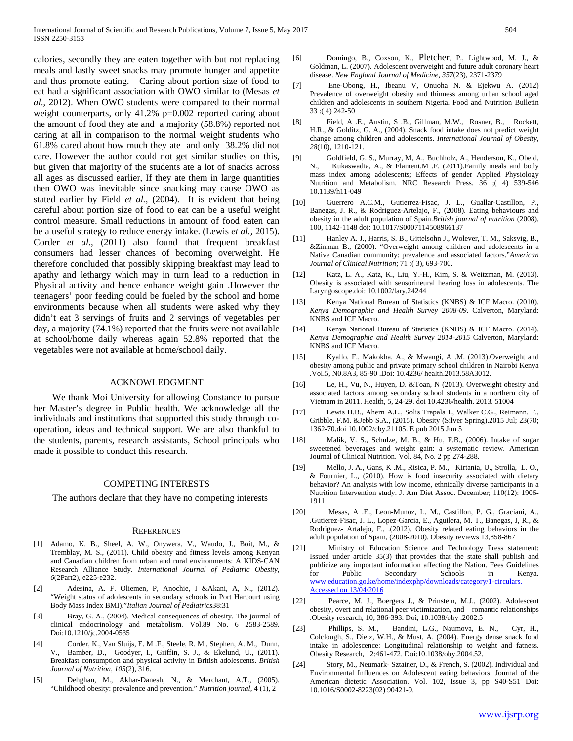calories, secondly they are eaten together with but not replacing meals and lastly sweet snacks may promote hunger and appetite and thus promote eating. Caring about portion size of food to eat had a significant association with OWO similar to (Mesas *et al*., 2012). When OWO students were compared to their normal weight counterparts, only 41.2% p=0.002 reported caring about the amount of food they ate and a majority (58.8%) reported not caring at all in comparison to the normal weight students who 61.8% cared about how much they ate and only 38.2% did not care. However the author could not get similar studies on this, but given that majority of the students ate a lot of snacks across all ages as discussed earlier, If they ate them in large quantities then OWO was inevitable since snacking may cause OWO as stated earlier by Field *et al.,* (2004). It is evident that being careful about portion size of food to eat can be a useful weight control measure. Small reductions in amount of food eaten can be a useful strategy to reduce energy intake. (Lewis *et al.*, 2015). Corder *et al*., (2011) also found that frequent breakfast consumers had lesser chances of becoming overweight. He therefore concluded that possibly skipping breakfast may lead to apathy and lethargy which may in turn lead to a reduction in Physical activity and hence enhance weight gain .However the teenagers' poor feeding could be fueled by the school and home environments because when all students were asked why they didn't eat 3 servings of fruits and 2 servings of vegetables per day, a majority (74.1%) reported that the fruits were not available at school/home daily whereas again 52.8% reported that the vegetables were not available at home/school daily.

## ACKNOWLEDGMENT

We thank Moi University for allowing Constance to pursue her Master's degree in Public health. We acknowledge all the individuals and institutions that supported this study through co-operation, ideas and technical support. We are also thankful to the students, parents, research assistants, School principals who made it possible to conduct this research.

## COMPETING INTERESTS

The authors declare that they have no competing interests

## REFERENCES

[1] Adamo, K. B., Sheel, A. W., Onywera, V., Waudo, J., Boit, M., & Tremblay, M. S., (2011). Child obesity and fitness levels among Kenyan and Canadian children from urban and rural environments: A KIDS-CAN Research Alliance Study. *International Journal of Pediatric Obesity*, *6*(2Part2), e225-e232.

[2] Adesina, A. F. Oliemen, P, Anochie, I &Akani, A, N., (2012). "Weight status of adolescents in secondary schools in Port Harcourt using Body Mass Index BMI)."*Italian Journal of Pediatrics*38:31

[3] Bray, G. A., (2004). Medical consequences of obesity. The journal of clinical endocrinology and metabolism. Vol.89 No. 6 2583-2589. Doi:10.1210/jc.2004-0535

[4] Corder, K., Van Sluijs, E. M .F., Steele, R. M., Stephen, A. M., Dunn, V., Bamber, D., Goodyer, I., Griffin, S. J., & Ekelund, U., (2011). Breakfast consumption and physical activity in British adolescents. *British Journal of Nutrition*, *105*(2), 316.

[5] Dehghan, M., Akhar-Danesh, N., & Merchant, A.T., (2005). "Childhood obesity: prevalence and prevention." *Nutrition journal*, 4 (1), 2

[6] Domingo, B., Coxson, K., Pletcher, P., Lightwood, M. J., & Goldman, L. (2007). Adolescent overweight and future adult coronary heart disease. *New England Journal of Medicine*, *357*(23), 2371-2379

[7] Ene-Obong, H., Ibeanu V, Onuoha N. & Ejekwu A. (2012) Prevalence of overweight obesity and thinness among urban school aged children and adolescents in southern Nigeria. Food and Nutrition Bulletin 33 :( 4) 242-50

[8] Field, A .E., Austin, S .B., Gillman, M.W., Rosner, B., Rockett, H.R., & Golditz, G. A., (2004). Snack food intake does not predict weight change among children and adolescents. *International Journal of Obesity*, *28*(10), 1210-121.

[9] Goldfield, G. S., Murray, M, A., Buchholz, A., Henderson, K., Obeid, N., Kukaswadia, A., & Flament.M .F. (2011).Family meals and body mass index among adolescents; Effects of gender Applied Physiology Nutrition and Metabolism. NRC Research Press. 36 ;( 4) 539-546 10.1139/h11-049

[10] Guerrero A.C.M., Gutierrez-Fisac, J. L., Guallar-Castillon, P., Banegas, J. R., & Rodriguez-Artelajo, F., (2008). Eating behaviours and obesity in the adult population of Spain.*British journal of nutrition* (2008), 100, 1142-1148 doi: 10.1017/S0007114508966137

[11] Hanley A. J., Harris, S. B., Gittelsohn J., Wolever, T. M., Saksvig, B., &Zinman B., (2000). "Overweight among children and adolescents in a Native Canadian community: prevalence and associated factors."*American Journal of Clinical Nutrition*; 71 :( 3), 693-700.

[12] Katz, L. A., Katz, K., Liu, Y.-H., Kim, S. & Weitzman, M. (2013). Obesity is associated with sensorineural hearing loss in adolescents. The Laryngoscope.doi: 10.1002/lary.24244

[13] Kenya National Bureau of Statistics (KNBS) & ICF Macro. (2010). *Kenya Demographic and Health Survey 2008-09*. Calverton, Maryland: KNBS and ICF Macro.

[14] Kenya National Bureau of Statistics (KNBS) & ICF Macro. (2014). *Kenya Demographic and Health Survey 2014-2015* Calverton, Maryland: KNBS and ICF Macro.

[15] Kyallo, F., Makokha, A., & Mwangi, A .M. (2013).Overweight and obesity among public and private primary school children in Nairobi Kenya .Vol.5, N0.8A3, 85-90 .Doi: 10.4236/ health.2013.58A3012.

[16] Le, H., Vu, N., Huyen, D. &Toan, N (2013). Overweight obesity and associated factors among secondary school students in a northern city of Vietnam in 2011. Health, 5, 24-29. doi 10.4236/health. 2013. 51004

[17] Lewis H.B., Ahern A.L., Solis Trapala I., Walker C.G., Reimann. F., Gribble. F.M. &Jebb S.A., (2015). Obesity (Silver Spring).2015 Jul; 23(70; 1362-70.doi 10.1002/cby.21105. E pub 2015 Jun 5

[18] Malik, V. S., Schulze, M. B., & Hu, F.B., (2006). Intake of sugar sweetened beverages and weight gain: a systematic review. American Journal of Clinical Nutrition. Vol. 84, No. 2 pp 274-288.

[19] Mello, J. A., Gans, K .M., Risica, P. M., Kirtania, U., Strolla, L. O., & Fournier, L., (2010). How is food insecurity associated with dietary behavior? An analysis with low income, ethnically diverse participants in a Nutrition Intervention study. J. Am Diet Assoc. December; 110(12): 1906-1911

[20] Mesas, A .E., Leon-Munoz, L. M., Castillon, P. G., Graciani, A., .Gutierez-Fisac, J. L., Lopez-Garcia, E., Aguilera, M. T., Banegas, J, R., & Rodriguez- Artelejo, F., .(2012). Obesity related eating behaviors in the adult population of Spain, (2008-2010). Obesity reviews 13,858-867

[21] Ministry of Education Science and Technology Press statement: Issued under article 35(3) that provides that the state shall publish and publicize any important information affecting the Nation. Fees Guidelines for Public Secondary Schools in Kenya. www.education.go.ke/home/indexphp/downloads/category/1-circulars. Accessed on 13/04/2016

[22] Pearce, M. J., Boergers J., & Prinstein, M.J., (2002). Adolescent obesity, overt and relational peer victimization, and romantic relationships .Obesity research, 10; 386-393. Doi; 10.1038/oby .2002.5

[23] Phillips, S. M., Bandini, L.G., Naumova, E. N., Cyr, H., Colclough, S., Dietz, W.H., & Must, A. (2004). Energy dense snack food intake in adolescence: Longitudinal relationship to weight and fatness. Obesity Research, 12:461-472. Doi:10.1038/oby.2004.52.

[24] Story, M., Neumark- Sztainer, D., & French, S. (2002). Individual and Environmental Influences on Adolescent eating behaviors. Journal of the American dietetic Association. Vol. 102, Issue 3, pp S40-S51 Doi: 10.1016/S0002-8223(02) 90421-9.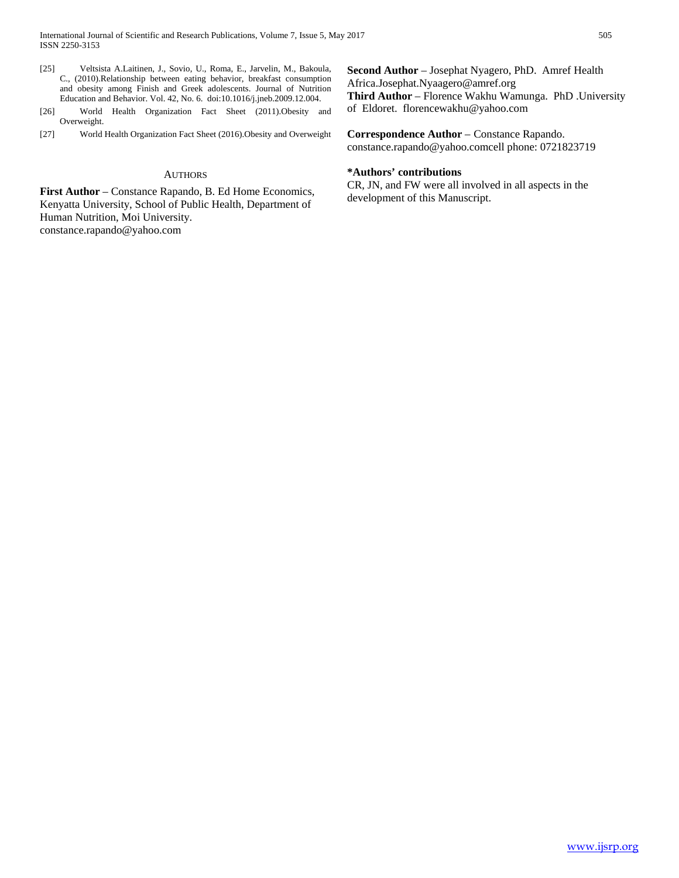[25] Veltsista A.Laitinen, J., Sovio, U., Roma, E., Jarvelin, M., Bakoula, C., (2010).Relationship between eating behavior, breakfast consumption and obesity among Finish and Greek adolescents. Journal of Nutrition Education and Behavior. Vol. 42, No. 6. doi:10.1016/j.jneb.2009.12.004.

[26] World Health Organization Fact Sheet (2011).Obesity and Overweight.

[27] World Health Organization Fact Sheet (2016).Obesity and Overweight

## AUTHORS

**First Author** – Constance Rapando, B. Ed Home Economics, Kenyatta University, School of Public Health, Department of Human Nutrition, Moi University. constance.rapando@yahoo.com

**Second Author** – Josephat Nyagero, PhD. Amref Health Africa.Josephat.Nyaagero@amref.org

**Third Author** – Florence Wakhu Wamunga. PhD .University of Eldoret. florencewakhu@yahoo.com

**Correspondence Author** – Constance Rapando. constance.rapando@yahoo.comcell phone: 0721823719

**\*Authors' contributions**

CR, JN, and FW were all involved in all aspects in the development of this Manuscript.